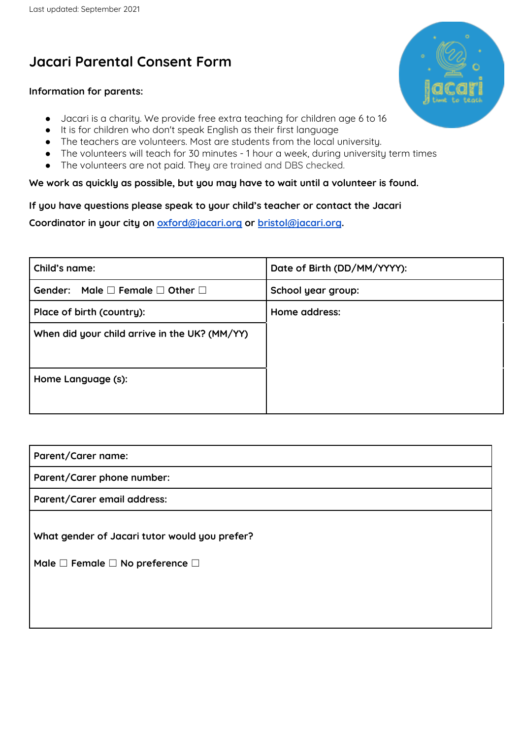Last updated: September 2021

# Jacari Parental Consent Form

**Information for parents:**

- Jacari is a charity. We provide free extra teaching for children age 6 to 16
- It is for children who don't speak English as their first language
- The teachers are volunteers. Most are students from the local university.
- The volunteers will teach for 30 minutes - 1 hour a week, during university term times
- The volunteers are not paid. They are trained and DBS checked.

**We work as quickly as possible, but you may have to wait until a volunteer is found.**

**If you have questions please speak to your child's teacher or contact the Jacari Coordinator in your city on oxford@jacari.org or bristol@jacari.org.**

| Child's name: | Date of Birth (DD/MM/YYYY): |
|---|---|
| Gender: Male ☐ Female ☐ Other ☐ | School year group: |
| Place of birth (country): | Home address: |
| When did your child arrive in the UK? (MM/YY) | |
| Home Language (s): | |

| Parent/Carer name: |
|---|
| Parent/Carer phone number: |
| Parent/Carer email address: |
| What gender of Jacari tutor would you prefer?<br><br>Male ☐ Female ☐ No preference ☐ |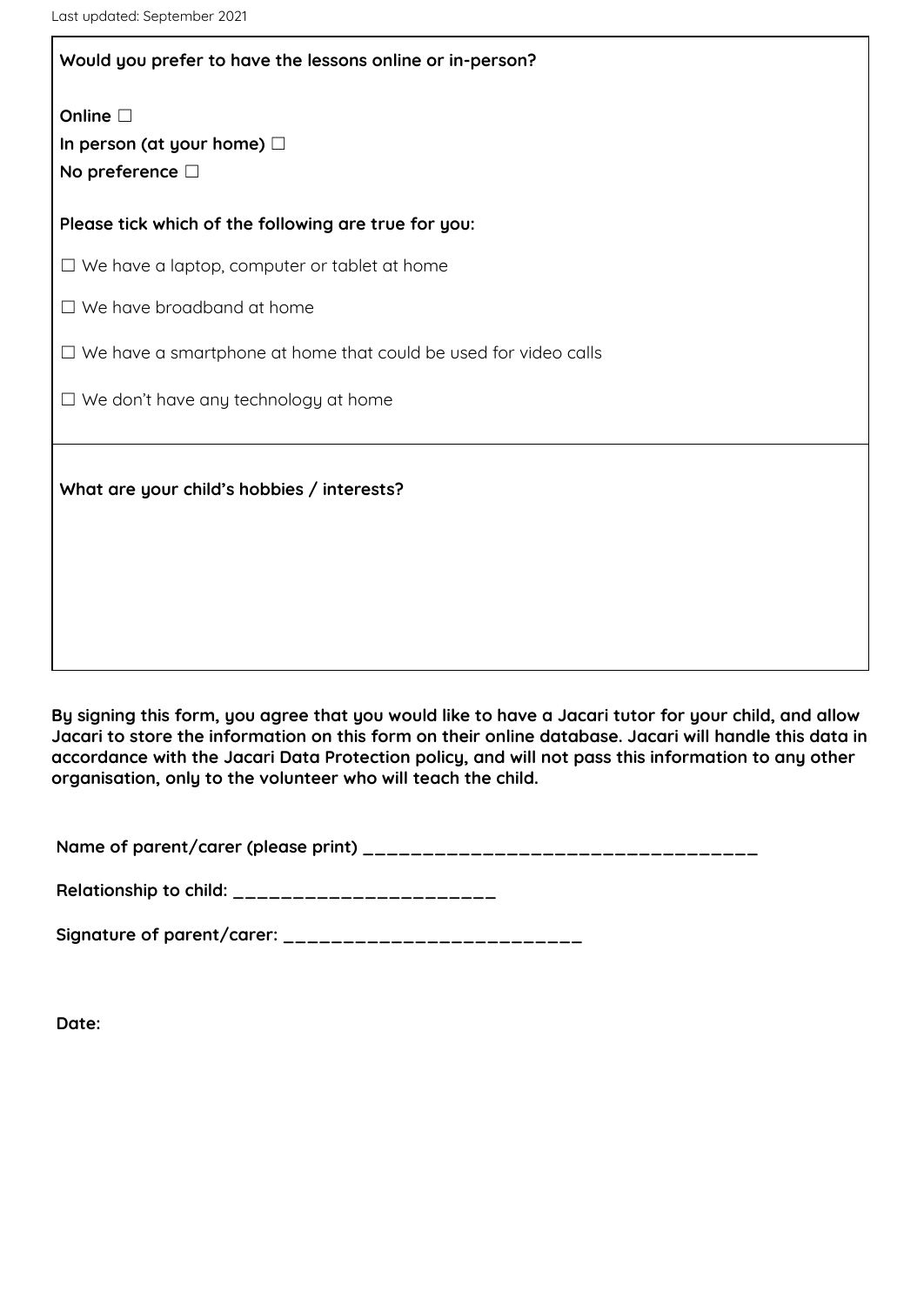**Would you prefer to have the lessons online or in-person?**

**Online** ☐

**In person (at your home)** ☐

**No preference** ☐

**Please tick which of the following are true for you:**

☐ We have a laptop, computer or tablet at home

☐ We have broadband at home

☐ We have a smartphone at home that could be used for video calls

☐ We don't have any technology at home

**What are your child's hobbies / interests?**

**By signing this form, you agree that you would like to have a Jacari tutor for your child, and allow Jacari to store the information on this form on their online database. Jacari will handle this data in accordance with the Jacari Data Protection policy, and will not pass this information to any other organisation, only to the volunteer who will teach the child.**

**Name of parent/carer (please print)** ___________________________________

**Relationship to child:** ________________________

**Signature of parent/carer:** ___________________________

**Date:**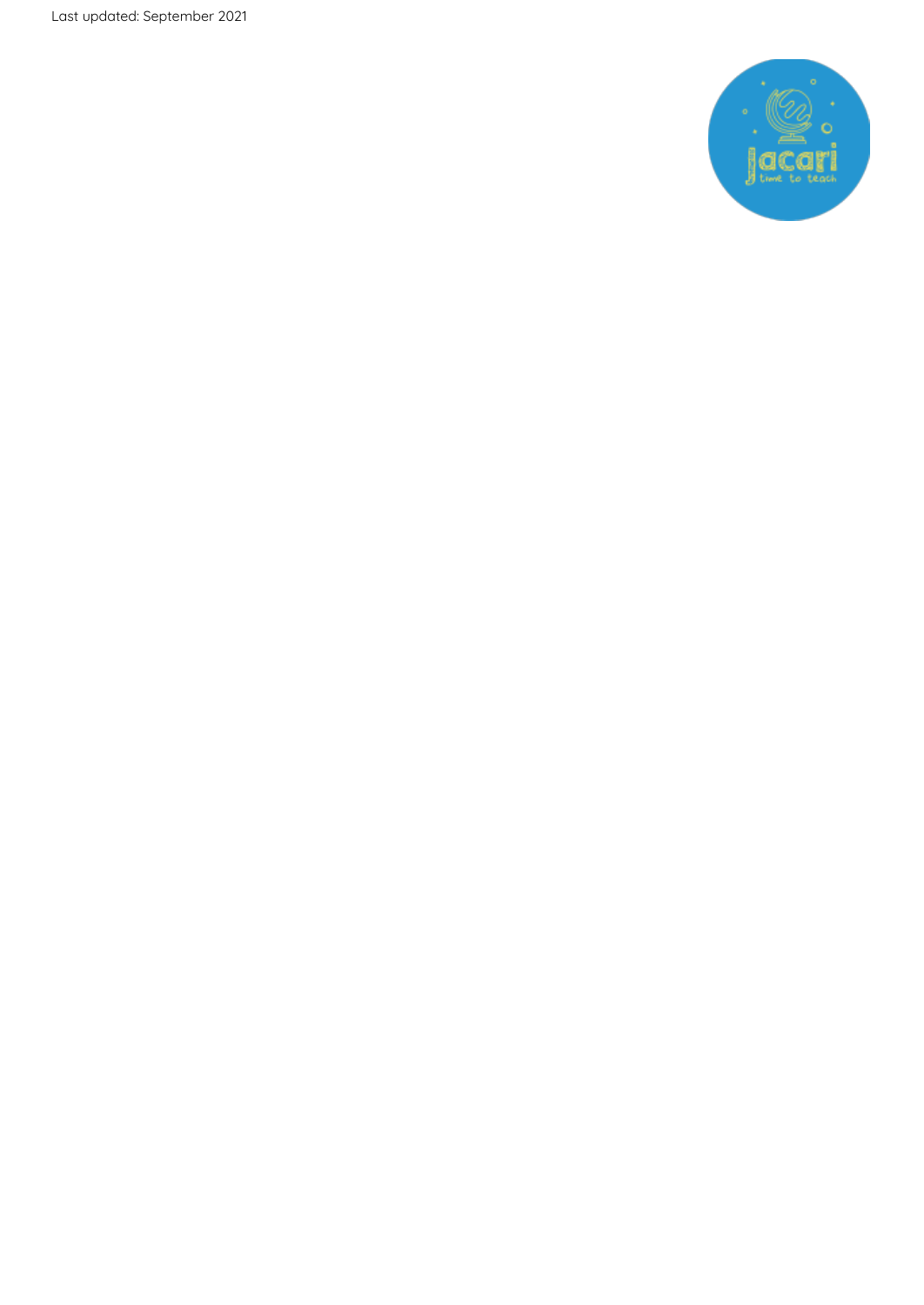Last updated: September 2021